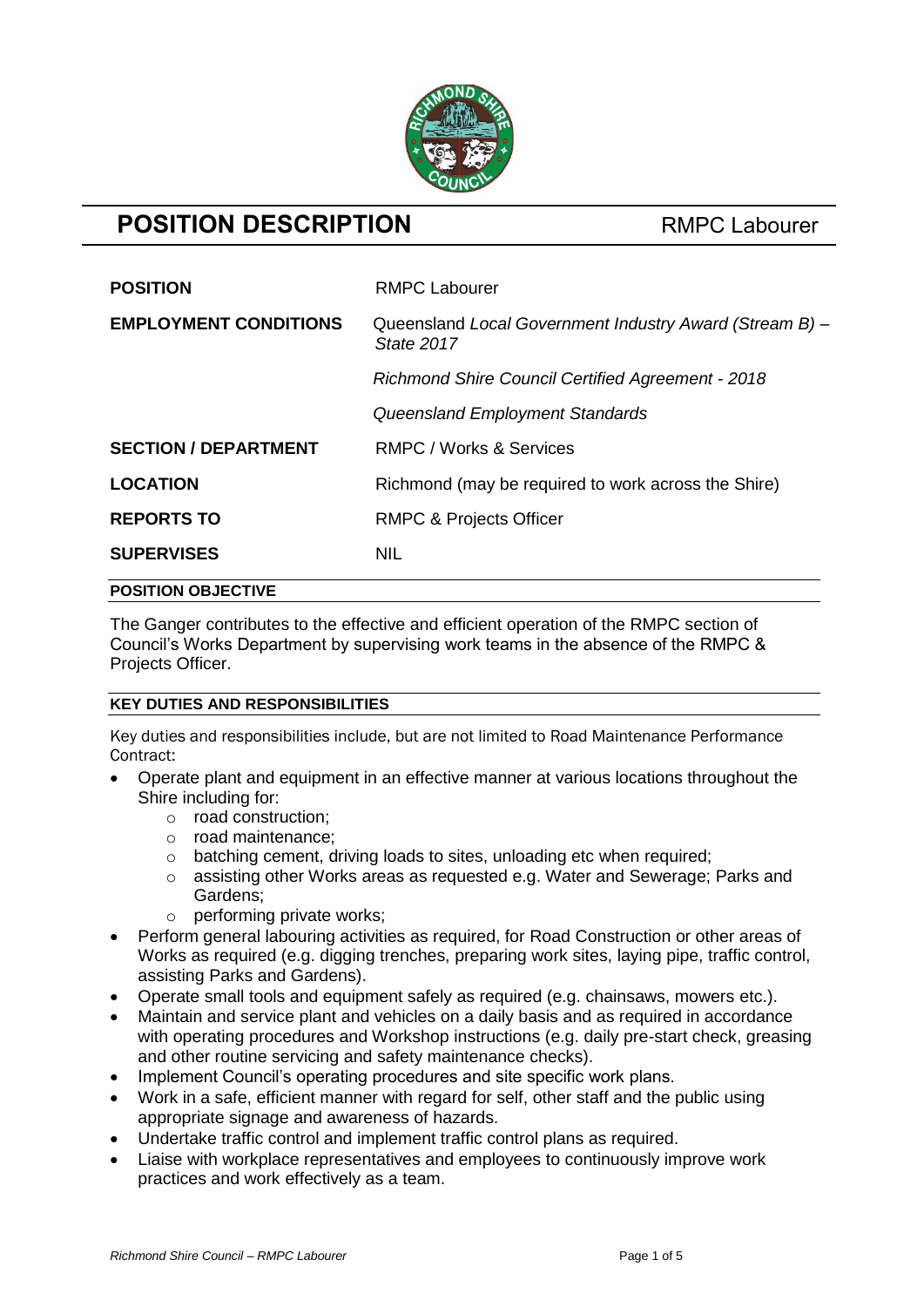# POSITION DESCRIPTION

RMPC Labourer

| | |
|---|---|
| **POSITION** | RMPC Labourer |
| **EMPLOYMENT CONDITIONS** | Queensland *Local Government Industry Award (Stream B) – State 2017* |
| | *Richmond Shire Council Certified Agreement - 2018* |
| | *Queensland Employment Standards* |
| **SECTION / DEPARTMENT** | RMPC / Works & Services |
| **LOCATION** | Richmond (may be required to work across the Shire) |
| **REPORTS TO** | RMPC & Projects Officer |
| **SUPERVISES** | NIL |

## POSITION OBJECTIVE

The Ganger contributes to the effective and efficient operation of the RMPC section of Council's Works Department by supervising work teams in the absence of the RMPC & Projects Officer.

## KEY DUTIES AND RESPONSIBILITIES

Key duties and responsibilities include, but are not limited to Road Maintenance Performance Contract:

- Operate plant and equipment in an effective manner at various locations throughout the Shire including for:
  - road construction;
  - road maintenance;
  - batching cement, driving loads to sites, unloading etc when required;
  - assisting other Works areas as requested e.g. Water and Sewerage; Parks and Gardens;
  - performing private works;
- Perform general labouring activities as required, for Road Construction or other areas of Works as required (e.g. digging trenches, preparing work sites, laying pipe, traffic control, assisting Parks and Gardens).
- Operate small tools and equipment safely as required (e.g. chainsaws, mowers etc.).
- Maintain and service plant and vehicles on a daily basis and as required in accordance with operating procedures and Workshop instructions (e.g. daily pre-start check, greasing and other routine servicing and safety maintenance checks).
- Implement Council's operating procedures and site specific work plans.
- Work in a safe, efficient manner with regard for self, other staff and the public using appropriate signage and awareness of hazards.
- Undertake traffic control and implement traffic control plans as required.
- Liaise with workplace representatives and employees to continuously improve work practices and work effectively as a team.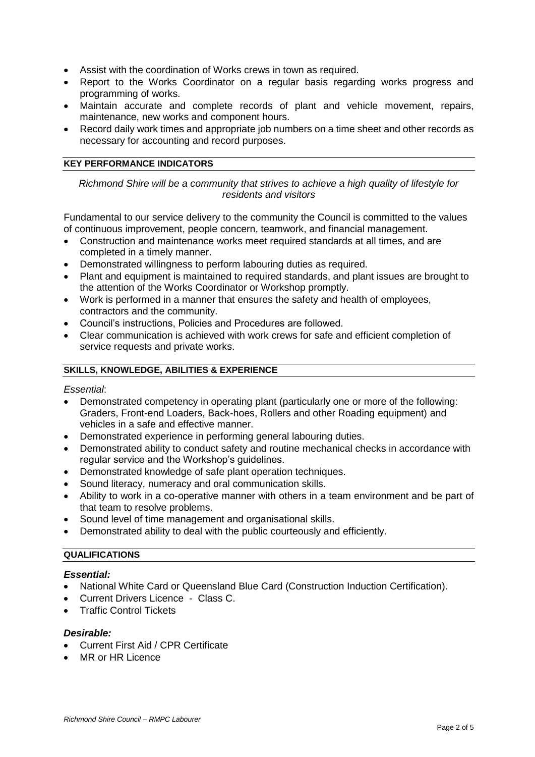- Assist with the coordination of Works crews in town as required.
- Report to the Works Coordinator on a regular basis regarding works progress and programming of works.
- Maintain accurate and complete records of plant and vehicle movement, repairs, maintenance, new works and component hours.
- Record daily work times and appropriate job numbers on a time sheet and other records as necessary for accounting and record purposes.

## KEY PERFORMANCE INDICATORS

*Richmond Shire will be a community that strives to achieve a high quality of lifestyle for residents and visitors*

Fundamental to our service delivery to the community the Council is committed to the values of continuous improvement, people concern, teamwork, and financial management.

- Construction and maintenance works meet required standards at all times, and are completed in a timely manner.
- Demonstrated willingness to perform labouring duties as required.
- Plant and equipment is maintained to required standards, and plant issues are brought to the attention of the Works Coordinator or Workshop promptly.
- Work is performed in a manner that ensures the safety and health of employees, contractors and the community.
- Council's instructions, Policies and Procedures are followed.
- Clear communication is achieved with work crews for safe and efficient completion of service requests and private works.

## SKILLS, KNOWLEDGE, ABILITIES & EXPERIENCE

*Essential*:

- Demonstrated competency in operating plant (particularly one or more of the following: Graders, Front-end Loaders, Back-hoes, Rollers and other Roading equipment) and vehicles in a safe and effective manner.
- Demonstrated experience in performing general labouring duties.
- Demonstrated ability to conduct safety and routine mechanical checks in accordance with regular service and the Workshop's guidelines.
- Demonstrated knowledge of safe plant operation techniques.
- Sound literacy, numeracy and oral communication skills.
- Ability to work in a co-operative manner with others in a team environment and be part of that team to resolve problems.
- Sound level of time management and organisational skills.
- Demonstrated ability to deal with the public courteously and efficiently.

## QUALIFICATIONS

***Essential:***

- National White Card or Queensland Blue Card (Construction Induction Certification).
- Current Drivers Licence - Class C.
- Traffic Control Tickets

***Desirable:***

- Current First Aid / CPR Certificate
- MR or HR Licence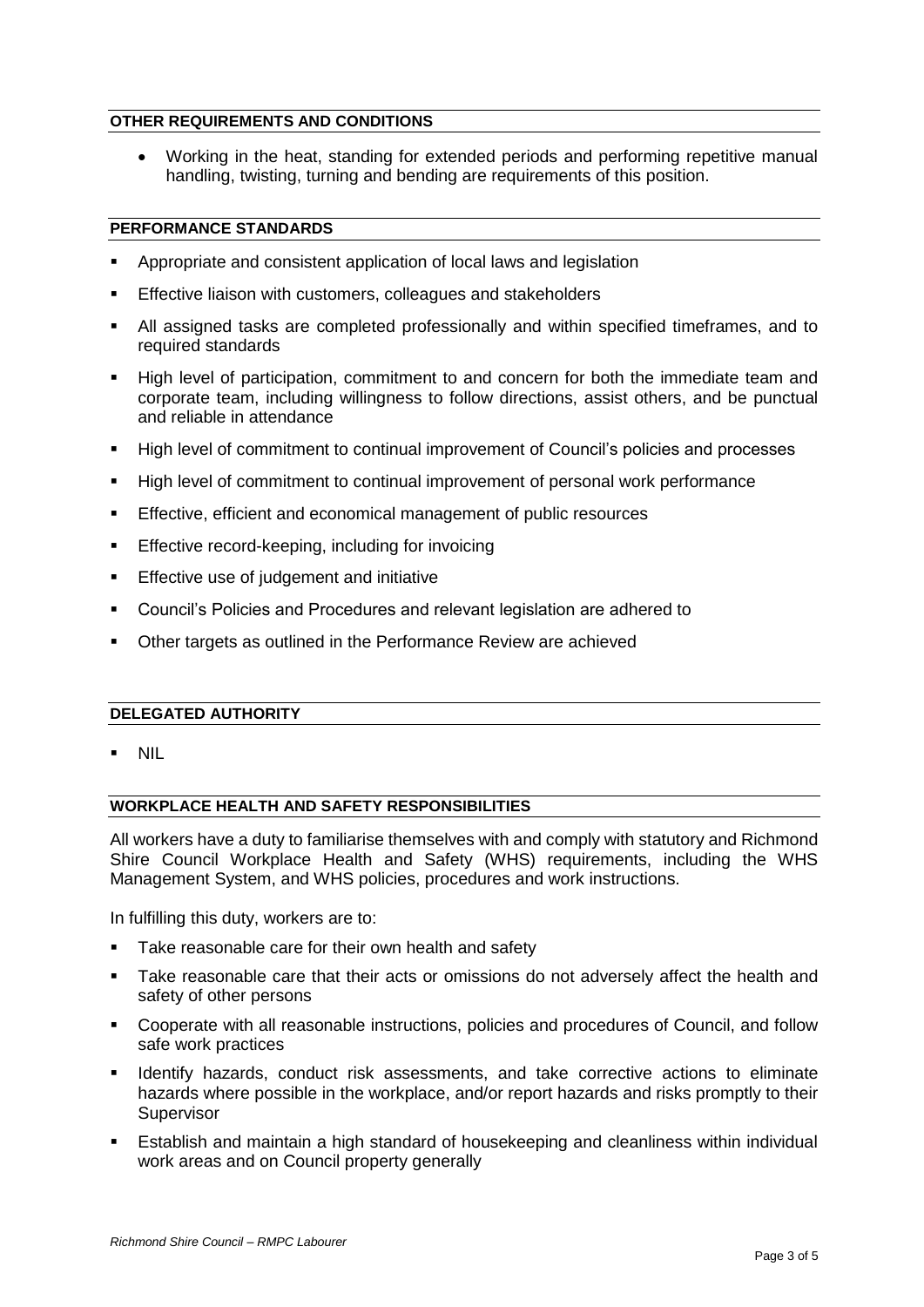## OTHER REQUIREMENTS AND CONDITIONS

- Working in the heat, standing for extended periods and performing repetitive manual handling, twisting, turning and bending are requirements of this position.

## PERFORMANCE STANDARDS

- Appropriate and consistent application of local laws and legislation
- Effective liaison with customers, colleagues and stakeholders
- All assigned tasks are completed professionally and within specified timeframes, and to required standards
- High level of participation, commitment to and concern for both the immediate team and corporate team, including willingness to follow directions, assist others, and be punctual and reliable in attendance
- High level of commitment to continual improvement of Council's policies and processes
- High level of commitment to continual improvement of personal work performance
- Effective, efficient and economical management of public resources
- Effective record-keeping, including for invoicing
- Effective use of judgement and initiative
- Council's Policies and Procedures and relevant legislation are adhered to
- Other targets as outlined in the Performance Review are achieved

## DELEGATED AUTHORITY

- NIL

## WORKPLACE HEALTH AND SAFETY RESPONSIBILITIES

All workers have a duty to familiarise themselves with and comply with statutory and Richmond Shire Council Workplace Health and Safety (WHS) requirements, including the WHS Management System, and WHS policies, procedures and work instructions.

In fulfilling this duty, workers are to:

- Take reasonable care for their own health and safety
- Take reasonable care that their acts or omissions do not adversely affect the health and safety of other persons
- Cooperate with all reasonable instructions, policies and procedures of Council, and follow safe work practices
- Identify hazards, conduct risk assessments, and take corrective actions to eliminate hazards where possible in the workplace, and/or report hazards and risks promptly to their Supervisor
- Establish and maintain a high standard of housekeeping and cleanliness within individual work areas and on Council property generally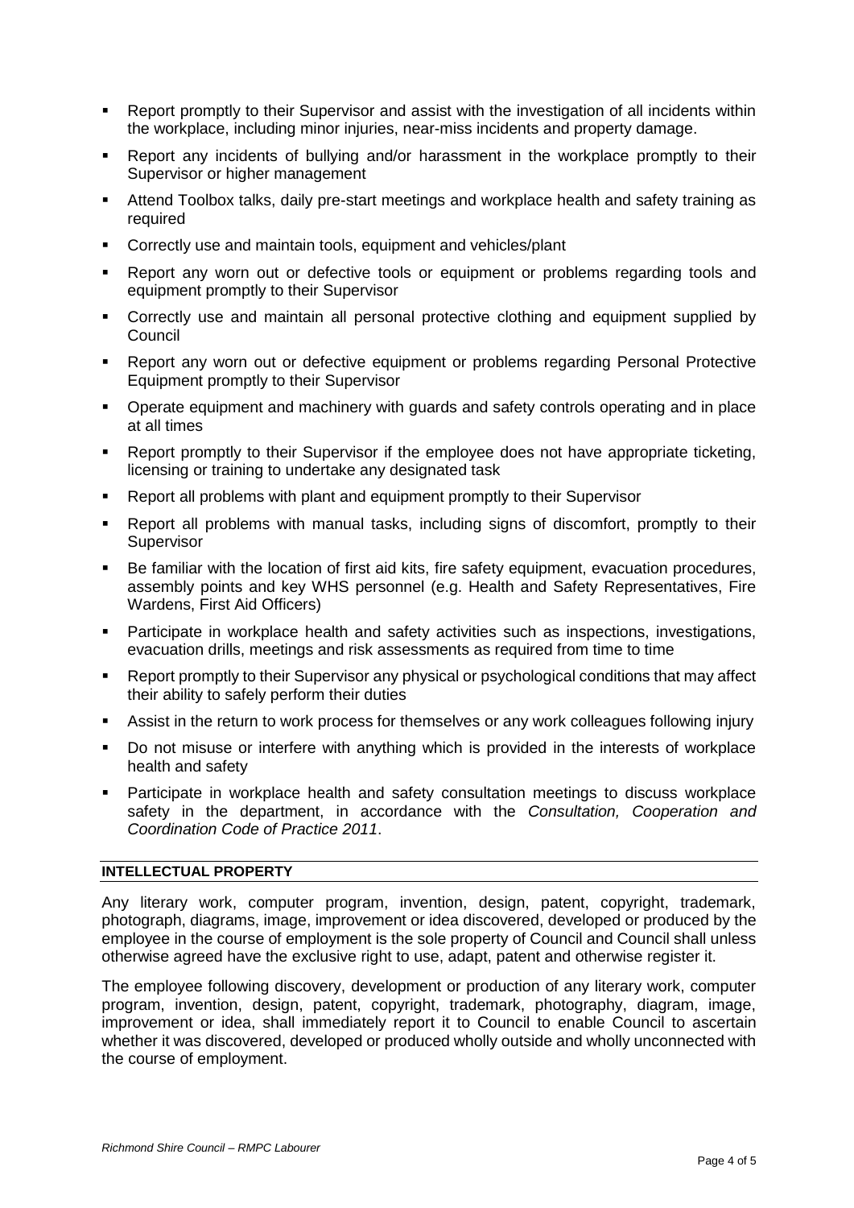- Report promptly to their Supervisor and assist with the investigation of all incidents within the workplace, including minor injuries, near-miss incidents and property damage.
- Report any incidents of bullying and/or harassment in the workplace promptly to their Supervisor or higher management
- Attend Toolbox talks, daily pre-start meetings and workplace health and safety training as required
- Correctly use and maintain tools, equipment and vehicles/plant
- Report any worn out or defective tools or equipment or problems regarding tools and equipment promptly to their Supervisor
- Correctly use and maintain all personal protective clothing and equipment supplied by Council
- Report any worn out or defective equipment or problems regarding Personal Protective Equipment promptly to their Supervisor
- Operate equipment and machinery with guards and safety controls operating and in place at all times
- Report promptly to their Supervisor if the employee does not have appropriate ticketing, licensing or training to undertake any designated task
- Report all problems with plant and equipment promptly to their Supervisor
- Report all problems with manual tasks, including signs of discomfort, promptly to their Supervisor
- Be familiar with the location of first aid kits, fire safety equipment, evacuation procedures, assembly points and key WHS personnel (e.g. Health and Safety Representatives, Fire Wardens, First Aid Officers)
- Participate in workplace health and safety activities such as inspections, investigations, evacuation drills, meetings and risk assessments as required from time to time
- Report promptly to their Supervisor any physical or psychological conditions that may affect their ability to safely perform their duties
- Assist in the return to work process for themselves or any work colleagues following injury
- Do not misuse or interfere with anything which is provided in the interests of workplace health and safety
- Participate in workplace health and safety consultation meetings to discuss workplace safety in the department, in accordance with the *Consultation, Cooperation and Coordination Code of Practice 2011*.

## INTELLECTUAL PROPERTY

Any literary work, computer program, invention, design, patent, copyright, trademark, photograph, diagrams, image, improvement or idea discovered, developed or produced by the employee in the course of employment is the sole property of Council and Council shall unless otherwise agreed have the exclusive right to use, adapt, patent and otherwise register it.

The employee following discovery, development or production of any literary work, computer program, invention, design, patent, copyright, trademark, photography, diagram, image, improvement or idea, shall immediately report it to Council to enable Council to ascertain whether it was discovered, developed or produced wholly outside and wholly unconnected with the course of employment.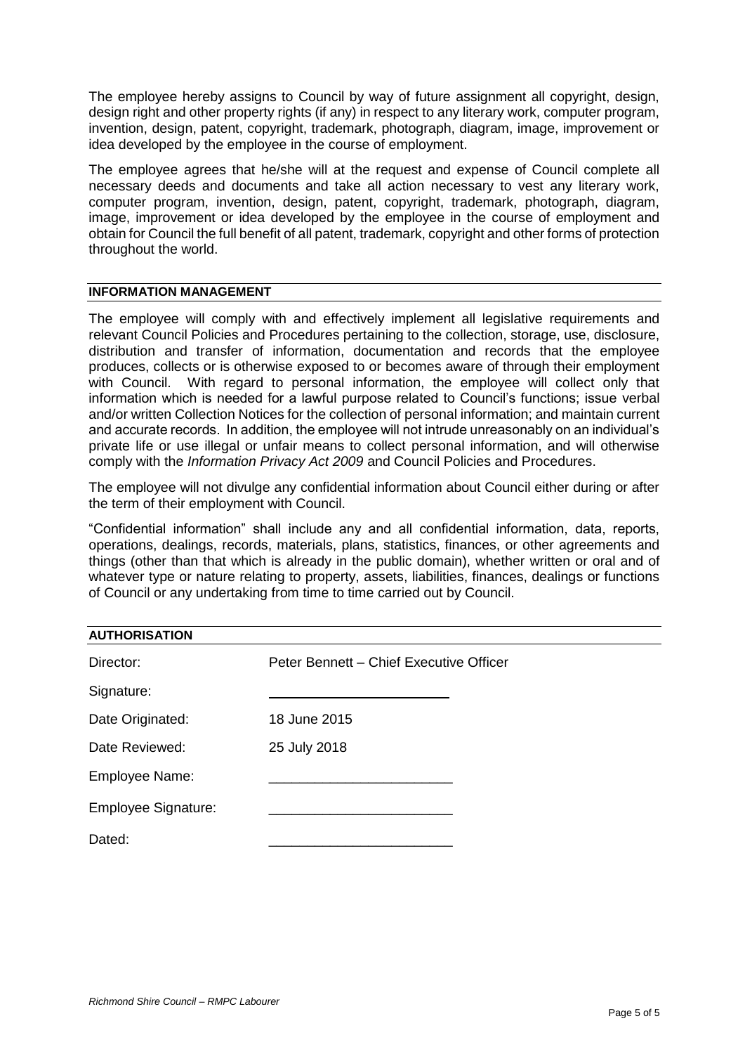The employee hereby assigns to Council by way of future assignment all copyright, design, design right and other property rights (if any) in respect to any literary work, computer program, invention, design, patent, copyright, trademark, photograph, diagram, image, improvement or idea developed by the employee in the course of employment.

The employee agrees that he/she will at the request and expense of Council complete all necessary deeds and documents and take all action necessary to vest any literary work, computer program, invention, design, patent, copyright, trademark, photograph, diagram, image, improvement or idea developed by the employee in the course of employment and obtain for Council the full benefit of all patent, trademark, copyright and other forms of protection throughout the world.

## INFORMATION MANAGEMENT

The employee will comply with and effectively implement all legislative requirements and relevant Council Policies and Procedures pertaining to the collection, storage, use, disclosure, distribution and transfer of information, documentation and records that the employee produces, collects or is otherwise exposed to or becomes aware of through their employment with Council. With regard to personal information, the employee will collect only that information which is needed for a lawful purpose related to Council's functions; issue verbal and/or written Collection Notices for the collection of personal information; and maintain current and accurate records. In addition, the employee will not intrude unreasonably on an individual's private life or use illegal or unfair means to collect personal information, and will otherwise comply with the *Information Privacy Act 2009* and Council Policies and Procedures.

The employee will not divulge any confidential information about Council either during or after the term of their employment with Council.

"Confidential information" shall include any and all confidential information, data, reports, operations, dealings, records, materials, plans, statistics, finances, or other agreements and things (other than that which is already in the public domain), whether written or oral and of whatever type or nature relating to property, assets, liabilities, finances, dealings or functions of Council or any undertaking from time to time carried out by Council.

## AUTHORISATION

| | |
|---|---|
| Director: | Peter Bennett – Chief Executive Officer |
| Signature: | \_\_\_\_\_\_\_\_\_\_\_\_\_\_\_\_\_\_\_\_\_\_\_\_ |
| Date Originated: | 18 June 2015 |
| Date Reviewed: | 25 July 2018 |
| Employee Name: | \_\_\_\_\_\_\_\_\_\_\_\_\_\_\_\_\_\_\_\_\_\_\_\_ |
| Employee Signature: | \_\_\_\_\_\_\_\_\_\_\_\_\_\_\_\_\_\_\_\_\_\_\_\_ |
| Dated: | \_\_\_\_\_\_\_\_\_\_\_\_\_\_\_\_\_\_\_\_\_\_\_\_ |